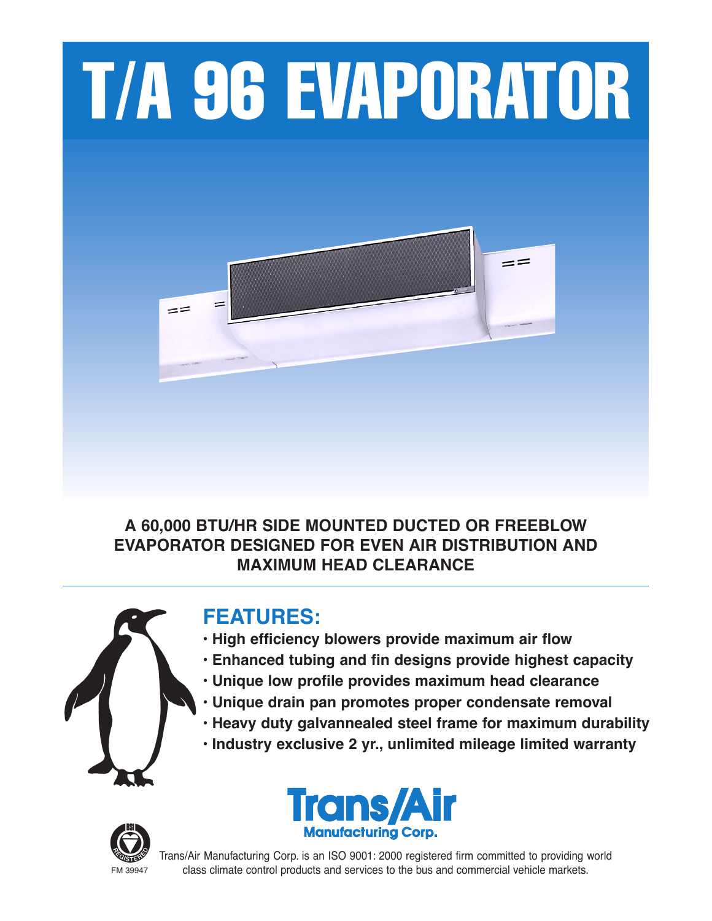# T/A 96 EVAPORATOR

**A 60,000 BTU/HR SIDE MOUNTED DUCTED OR FREEBLOW EVAPORATOR DESIGNED FOR EVEN AIR DISTRIBUTION AND MAXIMUM HEAD CLEARANCE**

## FEATURES:

- **High efficiency blowers provide maximum air flow**
- **Enhanced tubing and fin designs provide highest capacity**
- **Unique low profile provides maximum head clearance**
- **Unique drain pan promotes proper condensate removal**
- **Heavy duty galvannealed steel frame for maximum durability**
- **Industry exclusive 2 yr., unlimited mileage limited warranty**

**Trans/Air Manufacturing Corp.**

FM 39947

Trans/Air Manufacturing Corp. is an ISO 9001: 2000 registered firm committed to providing world class climate control products and services to the bus and commercial vehicle markets.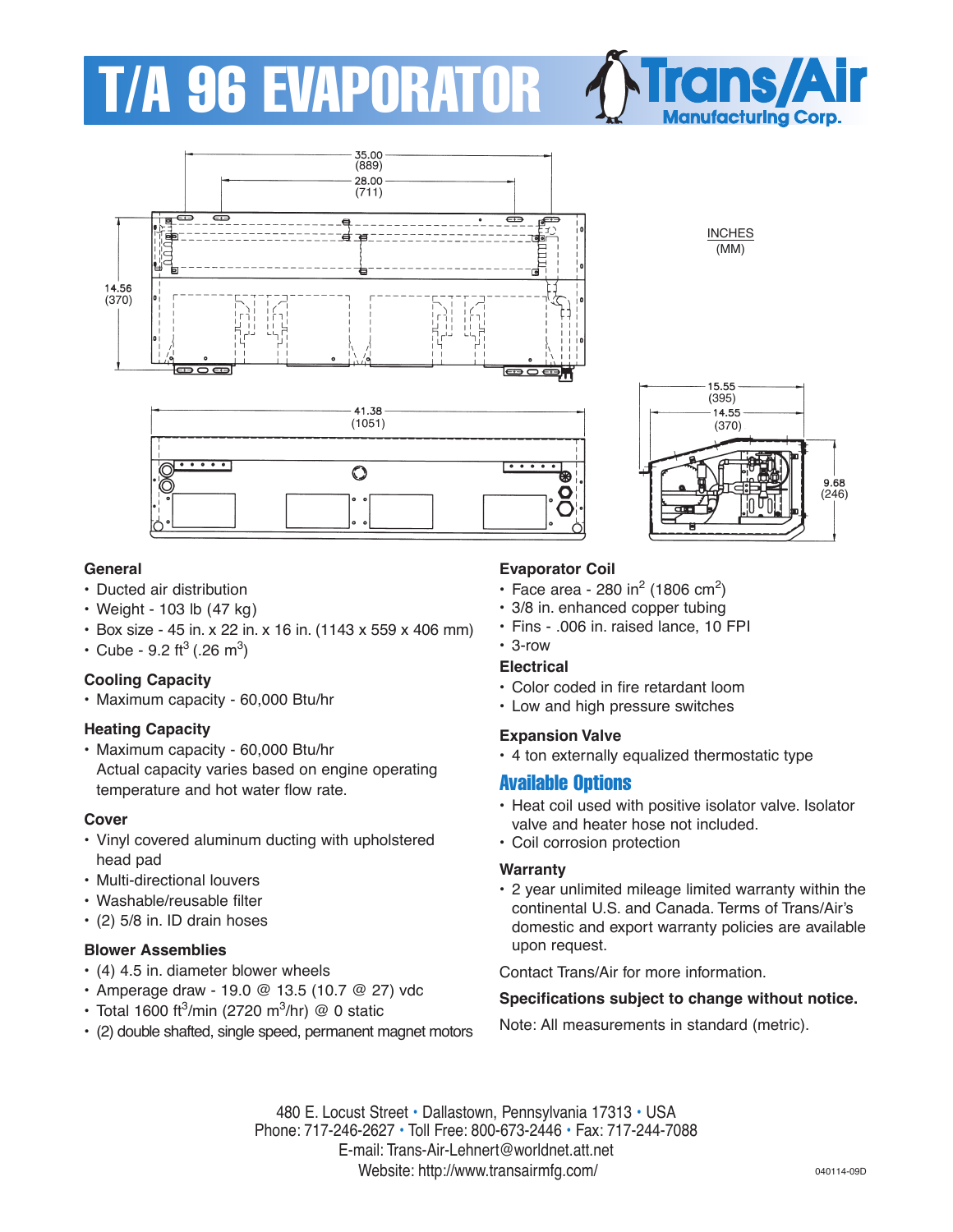# T/A 96 EVAPORATOR

Trans/Air Manufacturing Corp.

35.00 (889)
28.00 (711)
14.56 (370)
41.38 (1051)
15.55 (395)
14.55 (370)
9.68 (246)

INCHES
(MM)

## General

- Ducted air distribution
- Weight - 103 lb (47 kg)
- Box size - 45 in. x 22 in. x 16 in. (1143 x 559 x 406 mm)
- Cube - 9.2 $ft^3$ (.26 $m^3$)

## Cooling Capacity

- Maximum capacity - 60,000 Btu/hr

## Heating Capacity

- Maximum capacity - 60,000 Btu/hr
  Actual capacity varies based on engine operating temperature and hot water flow rate.

## Cover

- Vinyl covered aluminum ducting with upholstered head pad
- Multi-directional louvers
- Washable/reusable filter
- (2) 5/8 in. ID drain hoses

## Blower Assemblies

- (4) 4.5 in. diameter blower wheels
- Amperage draw - 19.0 @ 13.5 (10.7 @ 27) vdc
- Total 1600 $ft^3$/min (2720 $m^3$/hr) @ 0 static
- (2) double shafted, single speed, permanent magnet motors

## Evaporator Coil

- Face area - 280 $in^2$ (1806 $cm^2$)
- 3/8 in. enhanced copper tubing
- Fins - .006 in. raised lance, 10 FPI
- 3-row

## Electrical

- Color coded in fire retardant loom
- Low and high pressure switches

## Expansion Valve

- 4 ton externally equalized thermostatic type

## Available Options

- Heat coil used with positive isolator valve. Isolator valve and heater hose not included.
- Coil corrosion protection

## Warranty

- 2 year unlimited mileage limited warranty within the continental U.S. and Canada. Terms of Trans/Air's domestic and export warranty policies are available upon request.

Contact Trans/Air for more information.

**Specifications subject to change without notice.**

Note: All measurements in standard (metric).

480 E. Locust Street • Dallastown, Pennsylvania 17313 • USA
Phone: 717-246-2627 • Toll Free: 800-673-2446 • Fax: 717-244-7088
E-mail: Trans-Air-Lehnert@worldnet.att.net
Website: http://www.transairmfg.com/

040114-09D